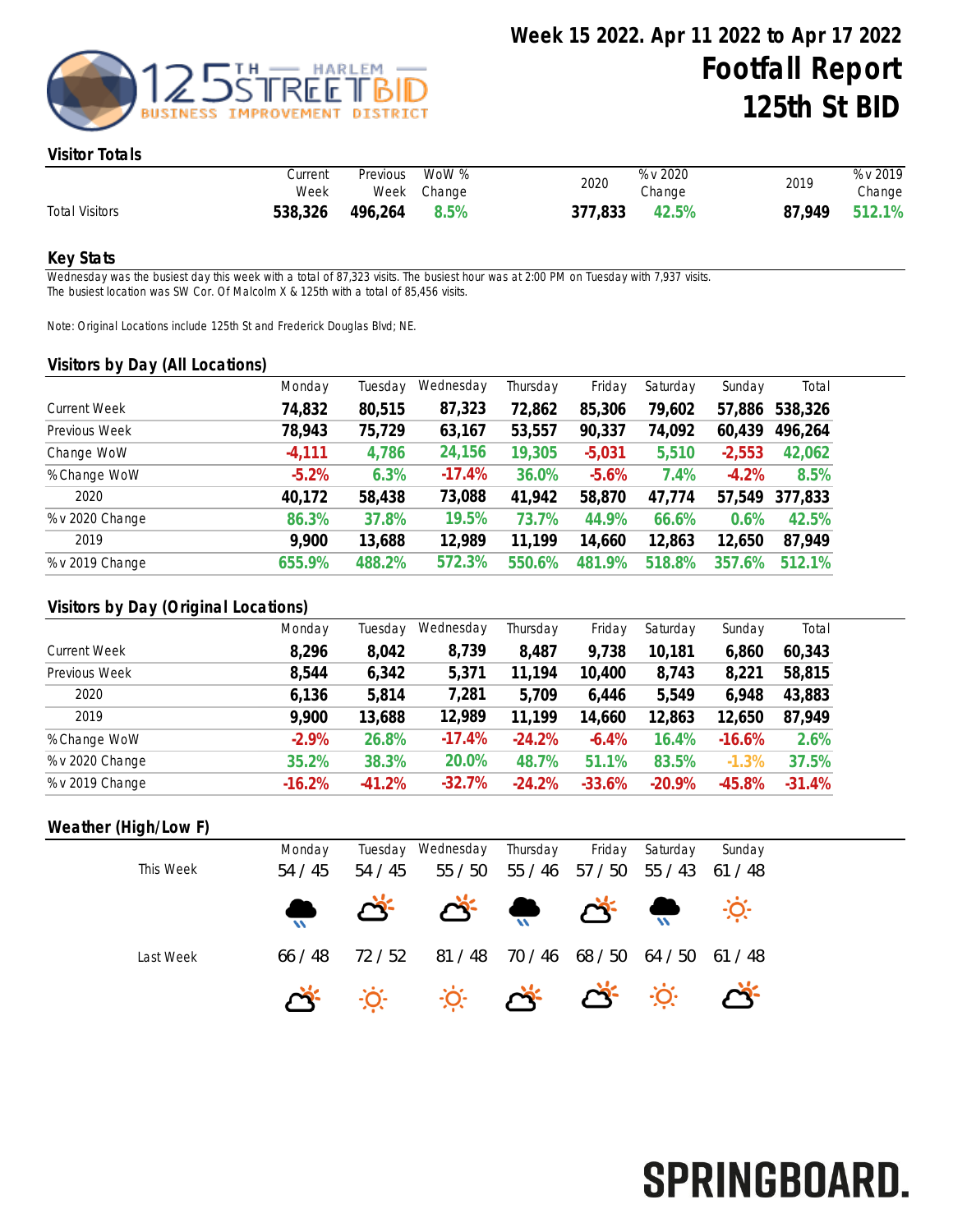# Week 15 2022. Apr 11 2022 to Apr 17 2022

# Footfall Report
# 125th St BID

## Visitor Totals

| | Current Week | Previous Week | WoW % Change | 2020 | % v 2020 Change | 2019 | % v 2019 Change |
|---|---|---|---|---|---|---|---|
| Total Visitors | 538,326 | 496,264 | 8.5% | 377,833 | 42.5% | 87,949 | 512.1% |

## Key Stats

Wednesday was the busiest day this week with a total of 87,323 visits. The busiest hour was at 2:00 PM on Tuesday with 7,937 visits.
The busiest location was SW Cor. Of Malcolm X & 125th with a total of 85,456 visits.

Note: Original Locations include 125th St and Frederick Douglas Blvd; NE.

## Visitors by Day (All Locations)

| | Monday | Tuesday | Wednesday | Thursday | Friday | Saturday | Sunday | Total |
|---|---|---|---|---|---|---|---|---|
| Current Week | 74,832 | 80,515 | 87,323 | 72,862 | 85,306 | 79,602 | 57,886 | 538,326 |
| Previous Week | 78,943 | 75,729 | 63,167 | 53,557 | 90,337 | 74,092 | 60,439 | 496,264 |
| Change WoW | -4,111 | 4,786 | 24,156 | 19,305 | -5,031 | 5,510 | -2,553 | 42,062 |
| % Change WoW | -5.2% | 6.3% | -17.4% | 36.0% | -5.6% | 7.4% | -4.2% | 8.5% |
| 2020 | 40,172 | 58,438 | 73,088 | 41,942 | 58,870 | 47,774 | 57,549 | 377,833 |
| % v 2020 Change | 86.3% | 37.8% | 19.5% | 73.7% | 44.9% | 66.6% | 0.6% | 42.5% |
| 2019 | 9,900 | 13,688 | 12,989 | 11,199 | 14,660 | 12,863 | 12,650 | 87,949 |
| % v 2019 Change | 655.9% | 488.2% | 572.3% | 550.6% | 481.9% | 518.8% | 357.6% | 512.1% |

## Visitors by Day (Original Locations)

| | Monday | Tuesday | Wednesday | Thursday | Friday | Saturday | Sunday | Total |
|---|---|---|---|---|---|---|---|---|
| Current Week | 8,296 | 8,042 | 8,739 | 8,487 | 9,738 | 10,181 | 6,860 | 60,343 |
| Previous Week | 8,544 | 6,342 | 5,371 | 11,194 | 10,400 | 8,743 | 8,221 | 58,815 |
| 2020 | 6,136 | 5,814 | 7,281 | 5,709 | 6,446 | 5,549 | 6,948 | 43,883 |
| 2019 | 9,900 | 13,688 | 12,989 | 11,199 | 14,660 | 12,863 | 12,650 | 87,949 |
| % Change WoW | -2.9% | 26.8% | -17.4% | -24.2% | -6.4% | 16.4% | -16.6% | 2.6% |
| % v 2020 Change | 35.2% | 38.3% | 20.0% | 48.7% | 51.1% | 83.5% | -1.3% | 37.5% |
| % v 2019 Change | -16.2% | -41.2% | -32.7% | -24.2% | -33.6% | -20.9% | -45.8% | -31.4% |

## Weather (High/Low F)

| | Monday | Tuesday | Wednesday | Thursday | Friday | Saturday | Sunday |
|---|---|---|---|---|---|---|---|
| This Week | 54 / 45 | 54 / 45 | 55 / 50 | 55 / 46 | 57 / 50 | 55 / 43 | 61 / 48 |
| Last Week | 66 / 48 | 72 / 52 | 81 / 48 | 70 / 46 | 68 / 50 | 64 / 50 | 61 / 48 |

SPRINGBOARD.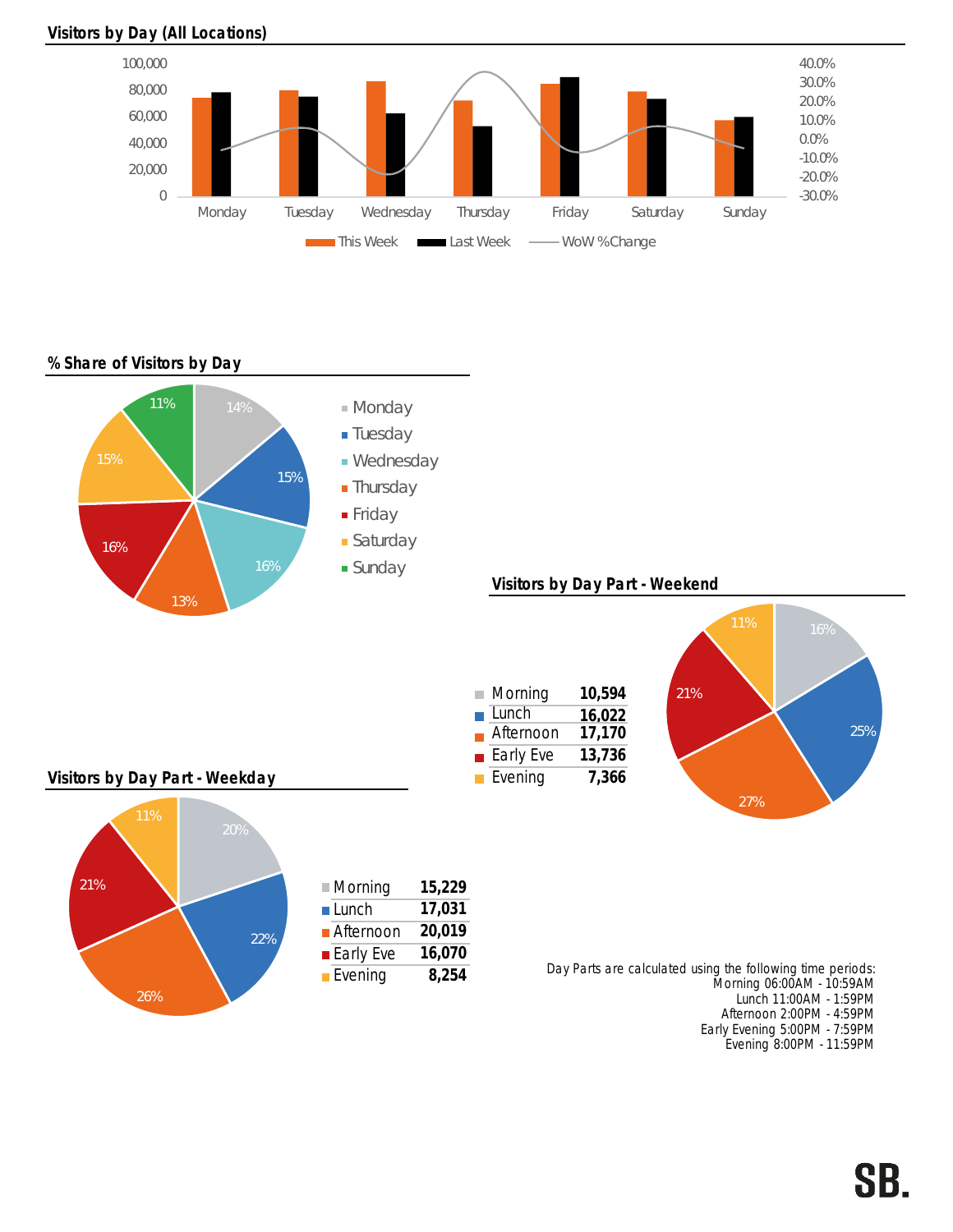## Visitors by Day (All Locations)

## % Share of Visitors by Day

| Day | Share |
|---|---|
| Monday | 14% |
| Tuesday | 15% |
| Wednesday | 16% |
| Thursday | 13% |
| Friday | 16% |
| Saturday | 15% |
| Sunday | 11% |

## Visitors by Day Part - Weekend

| Day Part | Visitors |
|---|---|
| Morning | 10,594 |
| Lunch | 16,022 |
| Afternoon | 17,170 |
| Early Eve | 13,736 |
| Evening | 7,366 |

## Visitors by Day Part - Weekday

| Day Part | Visitors |
|---|---|
| Morning | 15,229 |
| Lunch | 17,031 |
| Afternoon | 20,019 |
| Early Eve | 16,070 |
| Evening | 8,254 |

Day Parts are calculated using the following time periods:
Morning 06:00AM - 10:59AM
Lunch 11:00AM - 1:59PM
Afternoon 2:00PM - 4:59PM
Early Evening 5:00PM - 7:59PM
Evening 8:00PM - 11:59PM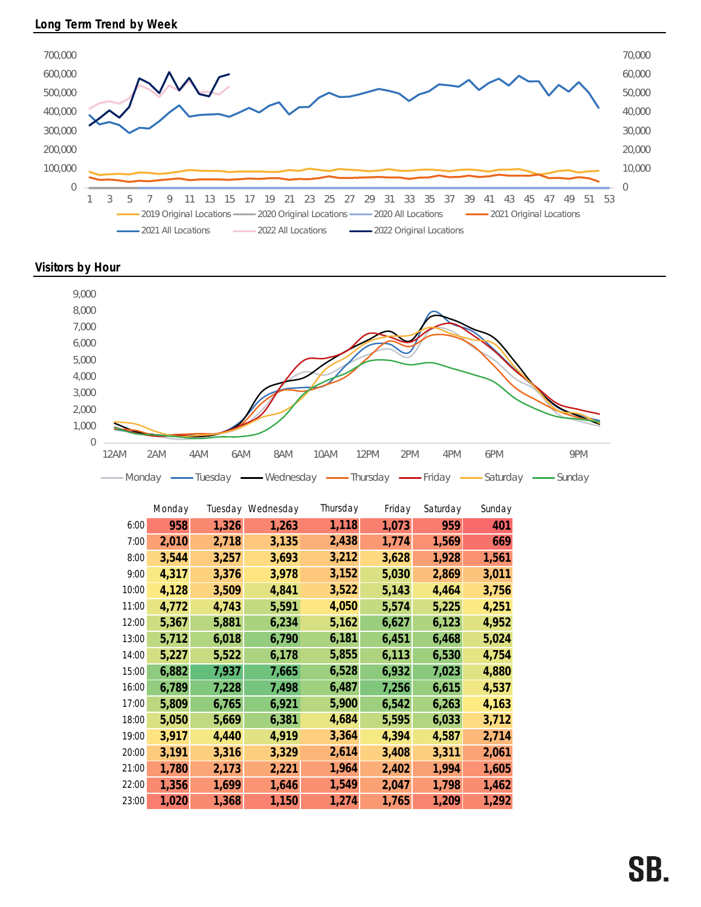## Long Term Trend by Week

Left axis: 0 – 700,000; Right axis: 0 – 70,000; X-axis: weeks 1–53

Legend: 2019 Original Locations, 2020 Original Locations, 2020 All Locations, 2021 Original Locations, 2021 All Locations, 2022 All Locations, 2022 Original Locations

## Visitors by Hour

Y-axis: 0 – 9,000; X-axis: 12AM – 9PM

Legend: Monday, Tuesday, Wednesday, Thursday, Friday, Saturday, Sunday

| | Monday | Tuesday | Wednesday | Thursday | Friday | Saturday | Sunday |
|---|---|---|---|---|---|---|---|
| 6:00 | 958 | 1,326 | 1,263 | 1,118 | 1,073 | 959 | 401 |
| 7:00 | 2,010 | 2,718 | 3,135 | 2,438 | 1,774 | 1,569 | 669 |
| 8:00 | 3,544 | 3,257 | 3,693 | 3,212 | 3,628 | 1,928 | 1,561 |
| 9:00 | 4,317 | 3,376 | 3,978 | 3,152 | 5,030 | 2,869 | 3,011 |
| 10:00 | 4,128 | 3,509 | 4,841 | 3,522 | 5,143 | 4,464 | 3,756 |
| 11:00 | 4,772 | 4,743 | 5,591 | 4,050 | 5,574 | 5,225 | 4,251 |
| 12:00 | 5,367 | 5,881 | 6,234 | 5,162 | 6,627 | 6,123 | 4,952 |
| 13:00 | 5,712 | 6,018 | 6,790 | 6,181 | 6,451 | 6,468 | 5,024 |
| 14:00 | 5,227 | 5,522 | 6,178 | 5,855 | 6,113 | 6,530 | 4,754 |
| 15:00 | 6,882 | 7,937 | 7,665 | 6,528 | 6,932 | 7,023 | 4,880 |
| 16:00 | 6,789 | 7,228 | 7,498 | 6,487 | 7,256 | 6,615 | 4,537 |
| 17:00 | 5,809 | 6,765 | 6,921 | 5,900 | 6,542 | 6,263 | 4,163 |
| 18:00 | 5,050 | 5,669 | 6,381 | 4,684 | 5,595 | 6,033 | 3,712 |
| 19:00 | 3,917 | 4,440 | 4,919 | 3,364 | 4,394 | 4,587 | 2,714 |
| 20:00 | 3,191 | 3,316 | 3,329 | 2,614 | 3,408 | 3,311 | 2,061 |
| 21:00 | 1,780 | 2,173 | 2,221 | 1,964 | 2,402 | 1,994 | 1,605 |
| 22:00 | 1,356 | 1,699 | 1,646 | 1,549 | 2,047 | 1,798 | 1,462 |
| 23:00 | 1,020 | 1,368 | 1,150 | 1,274 | 1,765 | 1,209 | 1,292 |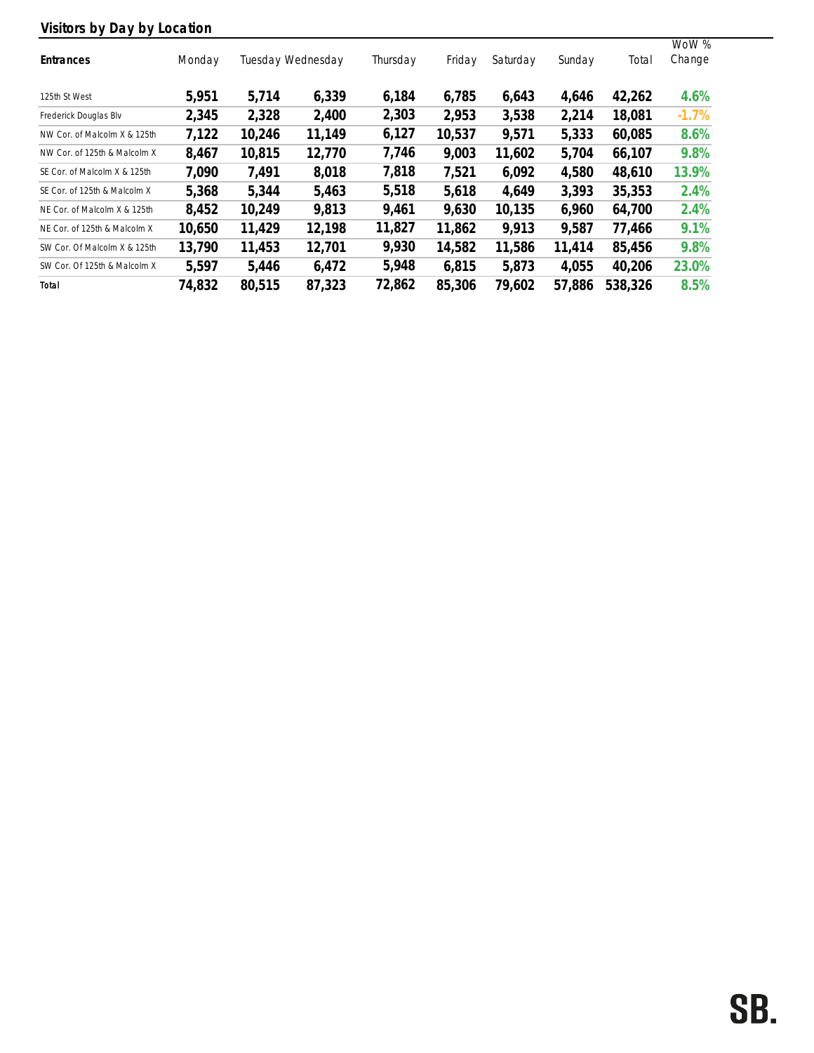### Visitors by Day by Location

| Entrances | Monday | Tuesday | Wednesday | Thursday | Friday | Saturday | Sunday | Total | WoW % Change |
|---|---|---|---|---|---|---|---|---|---|
| 125th St West | 5,951 | 5,714 | 6,339 | 6,184 | 6,785 | 6,643 | 4,646 | 42,262 | 4.6% |
| Frederick Douglas Blv | 2,345 | 2,328 | 2,400 | 2,303 | 2,953 | 3,538 | 2,214 | 18,081 | -1.7% |
| NW Cor. of Malcolm X & 125th | 7,122 | 10,246 | 11,149 | 6,127 | 10,537 | 9,571 | 5,333 | 60,085 | 8.6% |
| NW Cor. of 125th & Malcolm X | 8,467 | 10,815 | 12,770 | 7,746 | 9,003 | 11,602 | 5,704 | 66,107 | 9.8% |
| SE Cor. of Malcolm X & 125th | 7,090 | 7,491 | 8,018 | 7,818 | 7,521 | 6,092 | 4,580 | 48,610 | 13.9% |
| SE Cor. of 125th & Malcolm X | 5,368 | 5,344 | 5,463 | 5,518 | 5,618 | 4,649 | 3,393 | 35,353 | 2.4% |
| NE Cor. of Malcolm X & 125th | 8,452 | 10,249 | 9,813 | 9,461 | 9,630 | 10,135 | 6,960 | 64,700 | 2.4% |
| NE Cor. of 125th & Malcolm X | 10,650 | 11,429 | 12,198 | 11,827 | 11,862 | 9,913 | 9,587 | 77,466 | 9.1% |
| SW Cor. Of Malcolm X & 125th | 13,790 | 11,453 | 12,701 | 9,930 | 14,582 | 11,586 | 11,414 | 85,456 | 9.8% |
| SW Cor. Of 125th & Malcolm X | 5,597 | 5,446 | 6,472 | 5,948 | 6,815 | 5,873 | 4,055 | 40,206 | 23.0% |
| Total | 74,832 | 80,515 | 87,323 | 72,862 | 85,306 | 79,602 | 57,886 | 538,326 | 8.5% |

SB.